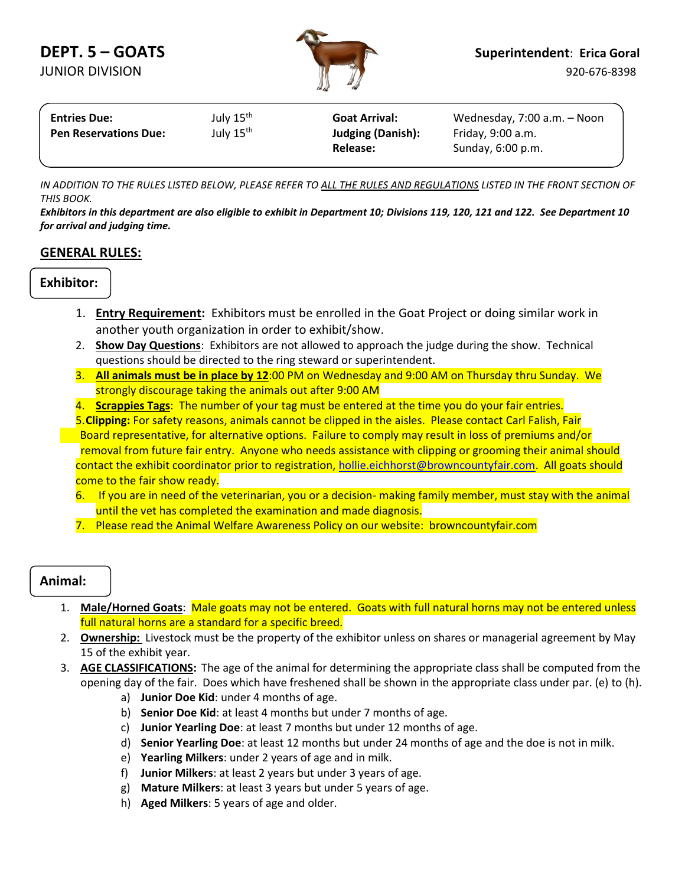# DEPT. 5 – GOATS

JUNIOR DIVISION

**Superintendent**: **Erica Goral**
920-676-8398

| | | | |
|---|---|---|---|
| **Entries Due:** | July 15th | **Goat Arrival:** | Wednesday, 7:00 a.m. – Noon |
| **Pen Reservations Due:** | July 15th | **Judging (Danish):** | Friday, 9:00 a.m. |
| | | **Release:** | Sunday, 6:00 p.m. |

*IN ADDITION TO THE RULES LISTED BELOW, PLEASE REFER TO ALL THE RULES AND REGULATIONS LISTED IN THE FRONT SECTION OF THIS BOOK.*

***Exhibitors in this department are also eligible to exhibit in Department 10; Divisions 119, 120, 121 and 122. See Department 10 for arrival and judging time.***

## GENERAL RULES:

### Exhibitor:

1. **Entry Requirement:** Exhibitors must be enrolled in the Goat Project or doing similar work in another youth organization in order to exhibit/show.
2. **Show Day Questions**: Exhibitors are not allowed to approach the judge during the show. Technical questions should be directed to the ring steward or superintendent.
3. **All animals must be in place by 12**:00 PM on Wednesday and 9:00 AM on Thursday thru Sunday. We strongly discourage taking the animals out after 9:00 AM
4. **Scrappies Tags**: The number of your tag must be entered at the time you do your fair entries.
5. **Clipping:** For safety reasons, animals cannot be clipped in the aisles. Please contact Carl Falish, Fair Board representative, for alternative options. Failure to comply may result in loss of premiums and/or removal from future fair entry. Anyone who needs assistance with clipping or grooming their animal should contact the exhibit coordinator prior to registration, hollie.eichhorst@browncountyfair.com. All goats should come to the fair show ready.
6. If you are in need of the veterinarian, you or a decision- making family member, must stay with the animal until the vet has completed the examination and made diagnosis.
7. Please read the Animal Welfare Awareness Policy on our website: browncountyfair.com

### Animal:

1. **Male/Horned Goats**: Male goats may not be entered. Goats with full natural horns may not be entered unless full natural horns are a standard for a specific breed.
2. **Ownership:** Livestock must be the property of the exhibitor unless on shares or managerial agreement by May 15 of the exhibit year.
3. **AGE CLASSIFICATIONS:** The age of the animal for determining the appropriate class shall be computed from the opening day of the fair. Does which have freshened shall be shown in the appropriate class under par. (e) to (h).
   a) **Junior Doe Kid**: under 4 months of age.
   b) **Senior Doe Kid**: at least 4 months but under 7 months of age.
   c) **Junior Yearling Doe**: at least 7 months but under 12 months of age.
   d) **Senior Yearling Doe**: at least 12 months but under 24 months of age and the doe is not in milk.
   e) **Yearling Milkers**: under 2 years of age and in milk.
   f) **Junior Milkers**: at least 2 years but under 3 years of age.
   g) **Mature Milkers**: at least 3 years but under 5 years of age.
   h) **Aged Milkers**: 5 years of age and older.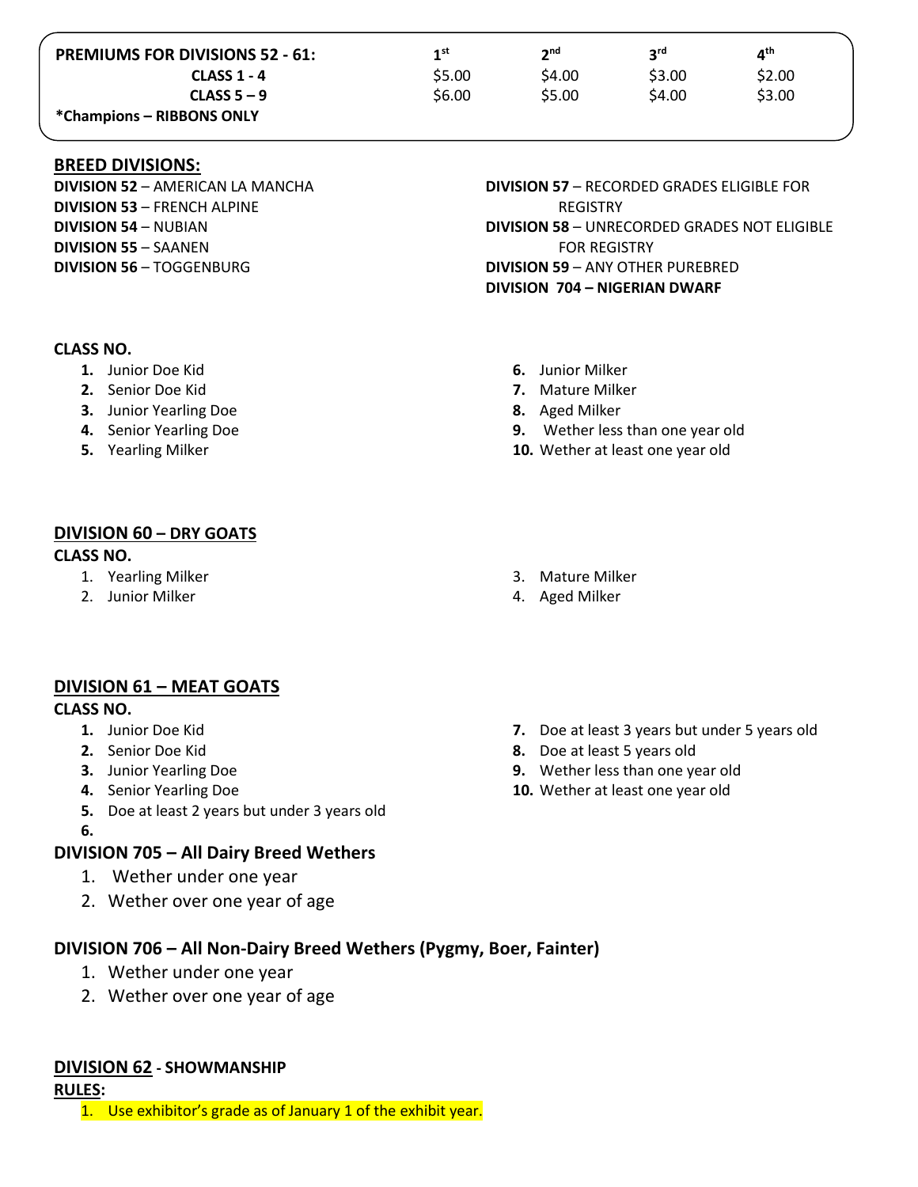| PREMIUMS FOR DIVISIONS 52 - 61: | 1st | 2nd | 3rd | 4th |
|---|---|---|---|---|
| CLASS 1 - 4 | $5.00 | $4.00 | $3.00 | $2.00 |
| CLASS 5 – 9 | $6.00 | $5.00 | $4.00 | $3.00 |
| *Champions – RIBBONS ONLY | | | | |

## BREED DIVISIONS:

**DIVISION 52** – AMERICAN LA MANCHA
**DIVISION 53** – FRENCH ALPINE
**DIVISION 54** – NUBIAN
**DIVISION 55** – SAANEN
**DIVISION 56** – TOGGENBURG
**DIVISION 57** – RECORDED GRADES ELIGIBLE FOR REGISTRY
**DIVISION 58** – UNRECORDED GRADES NOT ELIGIBLE FOR REGISTRY
**DIVISION 59** – ANY OTHER PUREBRED
**DIVISION 704 – NIGERIAN DWARF**

**CLASS NO.**

1. Junior Doe Kid
2. Senior Doe Kid
3. Junior Yearling Doe
4. Senior Yearling Doe
5. Yearling Milker
6. Junior Milker
7. Mature Milker
8. Aged Milker
9. Wether less than one year old
10. Wether at least one year old

## DIVISION 60 – DRY GOATS

**CLASS NO.**

1. Yearling Milker
2. Junior Milker
3. Mature Milker
4. Aged Milker

## DIVISION 61 – MEAT GOATS

**CLASS NO.**

1. Junior Doe Kid
2. Senior Doe Kid
3. Junior Yearling Doe
4. Senior Yearling Doe
5. Doe at least 2 years but under 3 years old
6. 
7. Doe at least 3 years but under 5 years old
8. Doe at least 5 years old
9. Wether less than one year old
10. Wether at least one year old

## DIVISION 705 – All Dairy Breed Wethers

1. Wether under one year
2. Wether over one year of age

## DIVISION 706 – All Non-Dairy Breed Wethers (Pygmy, Boer, Fainter)

1. Wether under one year
2. Wether over one year of age

## DIVISION 62 - SHOWMANSHIP

**RULES:**

1. Use exhibitor's grade as of January 1 of the exhibit year.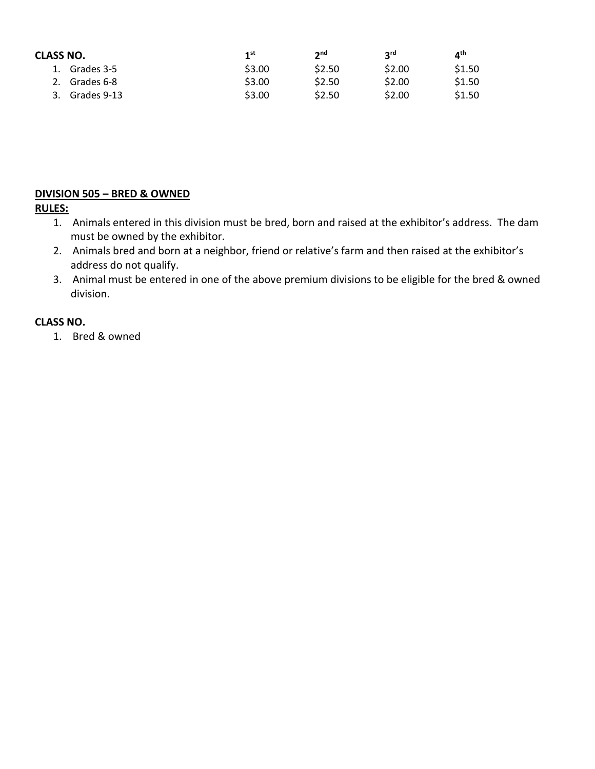| CLASS NO. | 1st | 2nd | 3rd | 4th |
|---|---|---|---|---|
| 1. Grades 3-5 | $3.00 | $2.50 | $2.00 | $1.50 |
| 2. Grades 6-8 | $3.00 | $2.50 | $2.00 | $1.50 |
| 3. Grades 9-13 | $3.00 | $2.50 | $2.00 | $1.50 |

**DIVISION 505 – BRED & OWNED**

**RULES:**

1. Animals entered in this division must be bred, born and raised at the exhibitor's address. The dam must be owned by the exhibitor.
2. Animals bred and born at a neighbor, friend or relative's farm and then raised at the exhibitor's address do not qualify.
3. Animal must be entered in one of the above premium divisions to be eligible for the bred & owned division.

**CLASS NO.**

1. Bred & owned